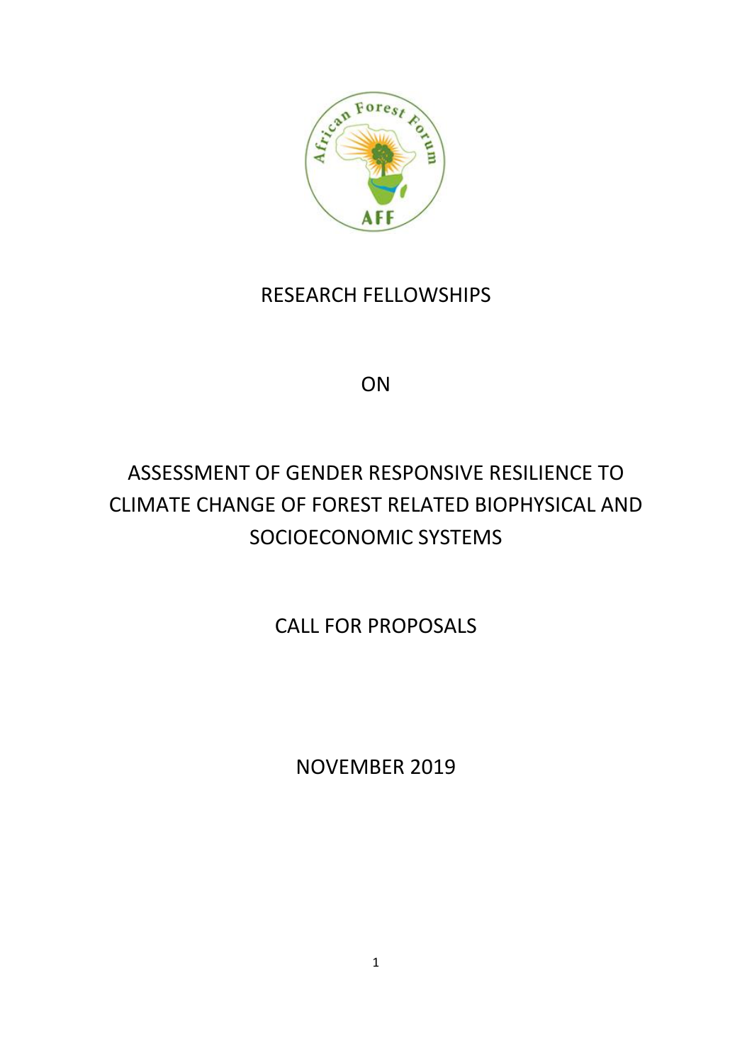RESEARCH FELLOWSHIPS

ON

# ASSESSMENT OF GENDER RESPONSIVE RESILIENCE TO CLIMATE CHANGE OF FOREST RELATED BIOPHYSICAL AND SOCIOECONOMIC SYSTEMS

CALL FOR PROPOSALS

NOVEMBER 2019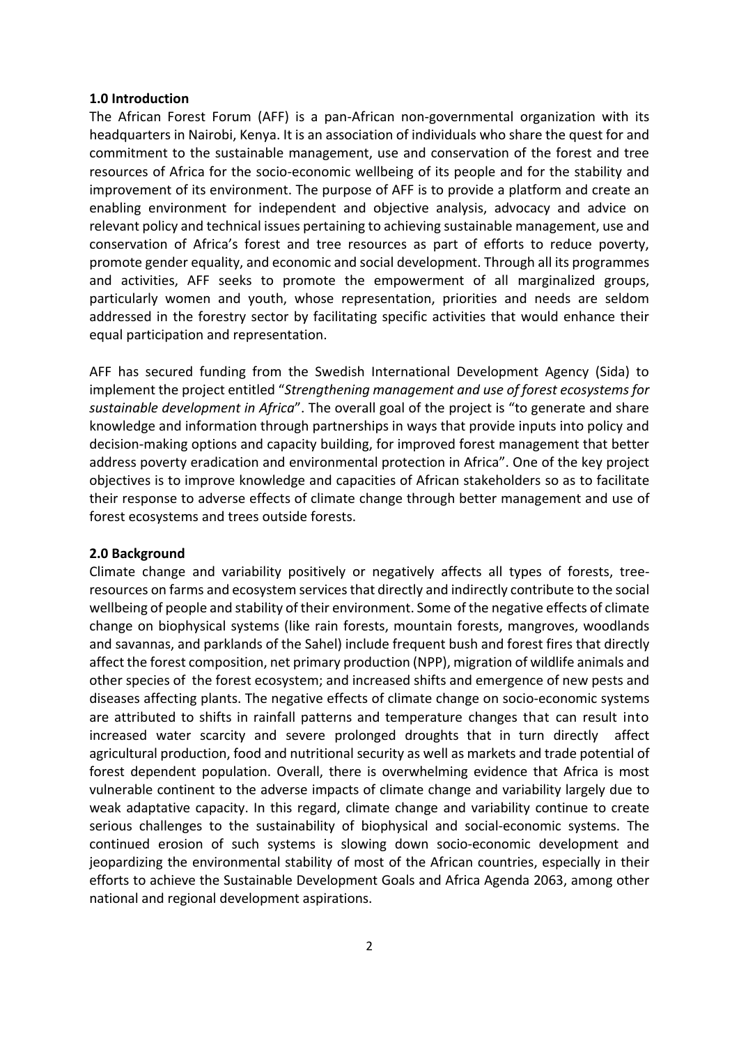## 1.0 Introduction

The African Forest Forum (AFF) is a pan-African non-governmental organization with its headquarters in Nairobi, Kenya. It is an association of individuals who share the quest for and commitment to the sustainable management, use and conservation of the forest and tree resources of Africa for the socio-economic wellbeing of its people and for the stability and improvement of its environment. The purpose of AFF is to provide a platform and create an enabling environment for independent and objective analysis, advocacy and advice on relevant policy and technical issues pertaining to achieving sustainable management, use and conservation of Africa's forest and tree resources as part of efforts to reduce poverty, promote gender equality, and economic and social development. Through all its programmes and activities, AFF seeks to promote the empowerment of all marginalized groups, particularly women and youth, whose representation, priorities and needs are seldom addressed in the forestry sector by facilitating specific activities that would enhance their equal participation and representation.

AFF has secured funding from the Swedish International Development Agency (Sida) to implement the project entitled "*Strengthening management and use of forest ecosystems for sustainable development in Africa*". The overall goal of the project is "to generate and share knowledge and information through partnerships in ways that provide inputs into policy and decision-making options and capacity building, for improved forest management that better address poverty eradication and environmental protection in Africa". One of the key project objectives is to improve knowledge and capacities of African stakeholders so as to facilitate their response to adverse effects of climate change through better management and use of forest ecosystems and trees outside forests.

## 2.0 Background

Climate change and variability positively or negatively affects all types of forests, tree-resources on farms and ecosystem services that directly and indirectly contribute to the social wellbeing of people and stability of their environment. Some of the negative effects of climate change on biophysical systems (like rain forests, mountain forests, mangroves, woodlands and savannas, and parklands of the Sahel) include frequent bush and forest fires that directly affect the forest composition, net primary production (NPP), migration of wildlife animals and other species of the forest ecosystem; and increased shifts and emergence of new pests and diseases affecting plants. The negative effects of climate change on socio-economic systems are attributed to shifts in rainfall patterns and temperature changes that can result into increased water scarcity and severe prolonged droughts that in turn directly affect agricultural production, food and nutritional security as well as markets and trade potential of forest dependent population. Overall, there is overwhelming evidence that Africa is most vulnerable continent to the adverse impacts of climate change and variability largely due to weak adaptative capacity. In this regard, climate change and variability continue to create serious challenges to the sustainability of biophysical and social-economic systems. The continued erosion of such systems is slowing down socio-economic development and jeopardizing the environmental stability of most of the African countries, especially in their efforts to achieve the Sustainable Development Goals and Africa Agenda 2063, among other national and regional development aspirations.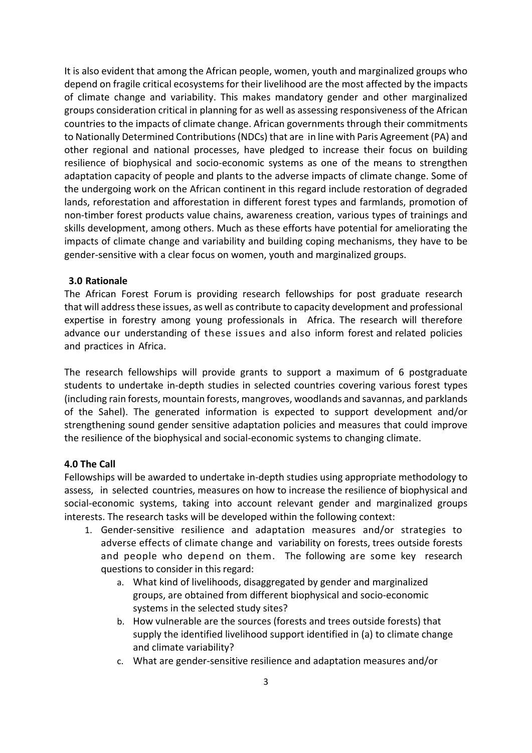It is also evident that among the African people, women, youth and marginalized groups who depend on fragile critical ecosystems for their livelihood are the most affected by the impacts of climate change and variability. This makes mandatory gender and other marginalized groups consideration critical in planning for as well as assessing responsiveness of the African countries to the impacts of climate change. African governments through their commitments to Nationally Determined Contributions (NDCs) that are in line with Paris Agreement (PA) and other regional and national processes, have pledged to increase their focus on building resilience of biophysical and socio-economic systems as one of the means to strengthen adaptation capacity of people and plants to the adverse impacts of climate change. Some of the undergoing work on the African continent in this regard include restoration of degraded lands, reforestation and afforestation in different forest types and farmlands, promotion of non-timber forest products value chains, awareness creation, various types of trainings and skills development, among others. Much as these efforts have potential for ameliorating the impacts of climate change and variability and building coping mechanisms, they have to be gender-sensitive with a clear focus on women, youth and marginalized groups.

## 3.0 Rationale

The African Forest Forum is providing research fellowships for post graduate research that will address these issues, as well as contribute to capacity development and professional expertise in forestry among young professionals in Africa. The research will therefore advance our understanding of these issues and also inform forest and related policies and practices in Africa.

The research fellowships will provide grants to support a maximum of 6 postgraduate students to undertake in-depth studies in selected countries covering various forest types (including rain forests, mountain forests, mangroves, woodlands and savannas, and parklands of the Sahel). The generated information is expected to support development and/or strengthening sound gender sensitive adaptation policies and measures that could improve the resilience of the biophysical and social-economic systems to changing climate.

## 4.0 The Call

Fellowships will be awarded to undertake in-depth studies using appropriate methodology to assess, in selected countries, measures on how to increase the resilience of biophysical and social-economic systems, taking into account relevant gender and marginalized groups interests. The research tasks will be developed within the following context:

1. Gender-sensitive resilience and adaptation measures and/or strategies to adverse effects of climate change and variability on forests, trees outside forests and people who depend on them. The following are some key research questions to consider in this regard:
   a. What kind of livelihoods, disaggregated by gender and marginalized groups, are obtained from different biophysical and socio-economic systems in the selected study sites?
   b. How vulnerable are the sources (forests and trees outside forests) that supply the identified livelihood support identified in (a) to climate change and climate variability?
   c. What are gender-sensitive resilience and adaptation measures and/or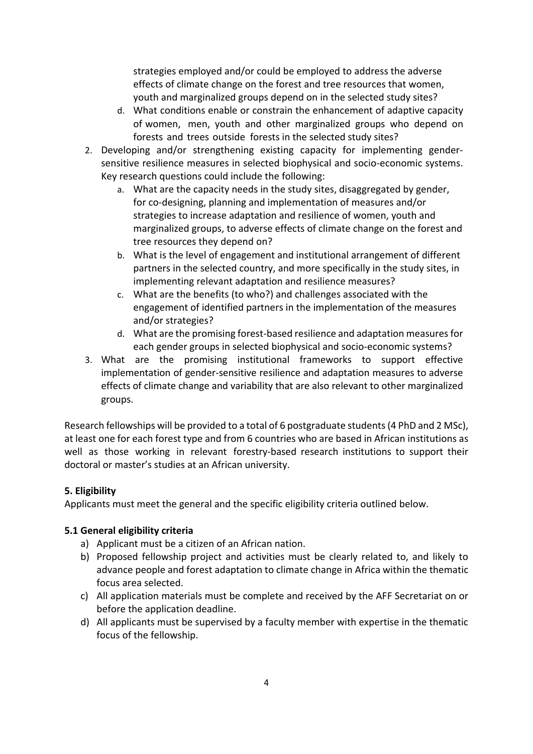strategies employed and/or could be employed to address the adverse effects of climate change on the forest and tree resources that women, youth and marginalized groups depend on in the selected study sites?

   d. What conditions enable or constrain the enhancement of adaptive capacity of women, men, youth and other marginalized groups who depend on forests and trees outside forests in the selected study sites?

2. Developing and/or strengthening existing capacity for implementing gender-sensitive resilience measures in selected biophysical and socio-economic systems. Key research questions could include the following:
   a. What are the capacity needs in the study sites, disaggregated by gender, for co-designing, planning and implementation of measures and/or strategies to increase adaptation and resilience of women, youth and marginalized groups, to adverse effects of climate change on the forest and tree resources they depend on?
   b. What is the level of engagement and institutional arrangement of different partners in the selected country, and more specifically in the study sites, in implementing relevant adaptation and resilience measures?
   c. What are the benefits (to who?) and challenges associated with the engagement of identified partners in the implementation of the measures and/or strategies?
   d. What are the promising forest-based resilience and adaptation measures for each gender groups in selected biophysical and socio-economic systems?
3. What are the promising institutional frameworks to support effective implementation of gender-sensitive resilience and adaptation measures to adverse effects of climate change and variability that are also relevant to other marginalized groups.

Research fellowships will be provided to a total of 6 postgraduate students (4 PhD and 2 MSc), at least one for each forest type and from 6 countries who are based in African institutions as well as those working in relevant forestry-based research institutions to support their doctoral or master's studies at an African university.

### 5. Eligibility

Applicants must meet the general and the specific eligibility criteria outlined below.

#### 5.1 General eligibility criteria

a) Applicant must be a citizen of an African nation.
b) Proposed fellowship project and activities must be clearly related to, and likely to advance people and forest adaptation to climate change in Africa within the thematic focus area selected.
c) All application materials must be complete and received by the AFF Secretariat on or before the application deadline.
d) All applicants must be supervised by a faculty member with expertise in the thematic focus of the fellowship.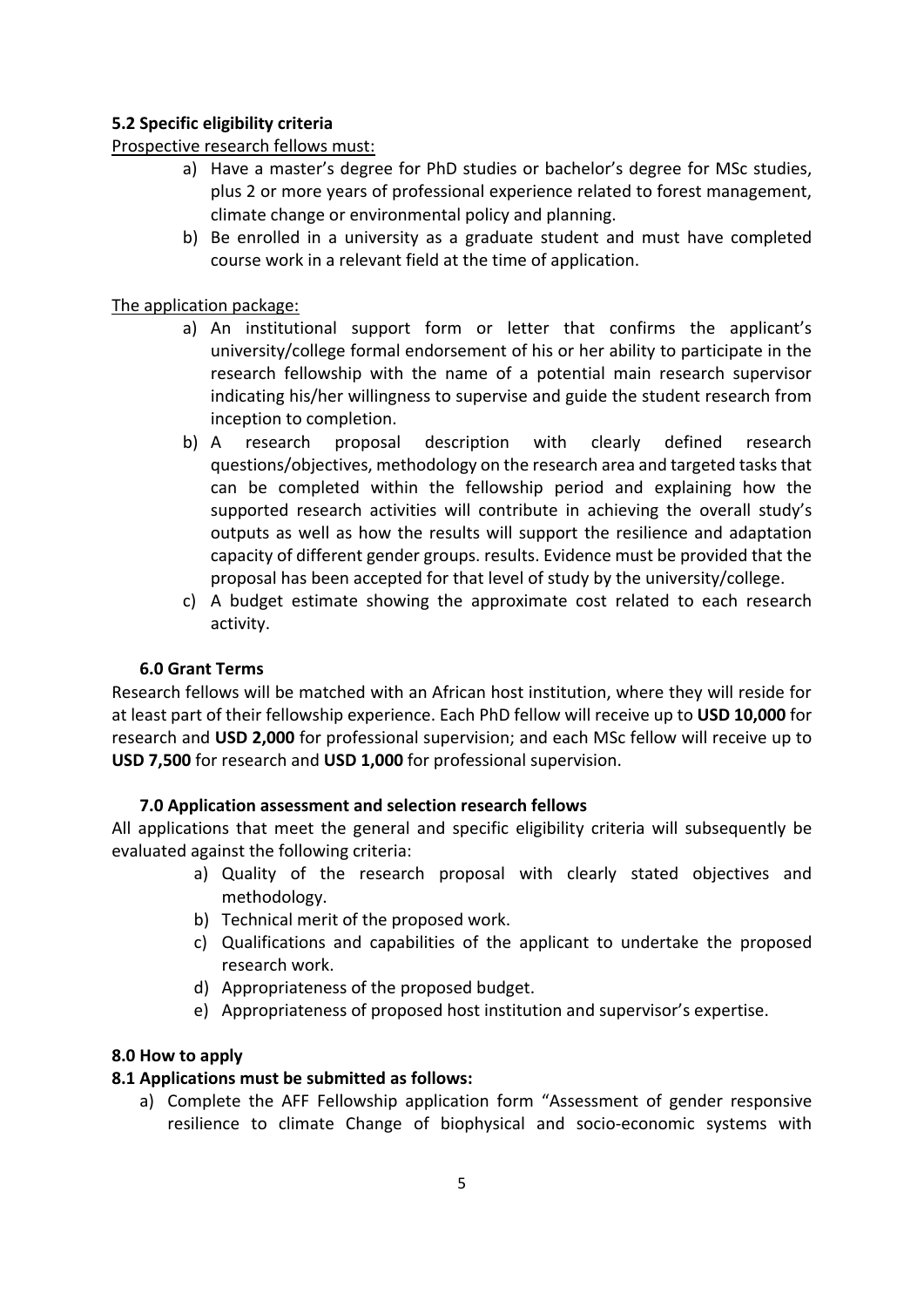### 5.2 Specific eligibility criteria

Prospective research fellows must:

a) Have a master's degree for PhD studies or bachelor's degree for MSc studies, plus 2 or more years of professional experience related to forest management, climate change or environmental policy and planning.
b) Be enrolled in a university as a graduate student and must have completed course work in a relevant field at the time of application.

The application package:

a) An institutional support form or letter that confirms the applicant's university/college formal endorsement of his or her ability to participate in the research fellowship with the name of a potential main research supervisor indicating his/her willingness to supervise and guide the student research from inception to completion.
b) A research proposal description with clearly defined research questions/objectives, methodology on the research area and targeted tasks that can be completed within the fellowship period and explaining how the supported research activities will contribute in achieving the overall study's outputs as well as how the results will support the resilience and adaptation capacity of different gender groups. results. Evidence must be provided that the proposal has been accepted for that level of study by the university/college.
c) A budget estimate showing the approximate cost related to each research activity.

## 6.0 Grant Terms

Research fellows will be matched with an African host institution, where they will reside for at least part of their fellowship experience. Each PhD fellow will receive up to **USD 10,000** for research and **USD 2,000** for professional supervision; and each MSc fellow will receive up to **USD 7,500** for research and **USD 1,000** for professional supervision.

## 7.0 Application assessment and selection research fellows

All applications that meet the general and specific eligibility criteria will subsequently be evaluated against the following criteria:

a) Quality of the research proposal with clearly stated objectives and methodology.
b) Technical merit of the proposed work.
c) Qualifications and capabilities of the applicant to undertake the proposed research work.
d) Appropriateness of the proposed budget.
e) Appropriateness of proposed host institution and supervisor's expertise.

## 8.0 How to apply

### 8.1 Applications must be submitted as follows:

a) Complete the AFF Fellowship application form "Assessment of gender responsive resilience to climate Change of biophysical and socio-economic systems with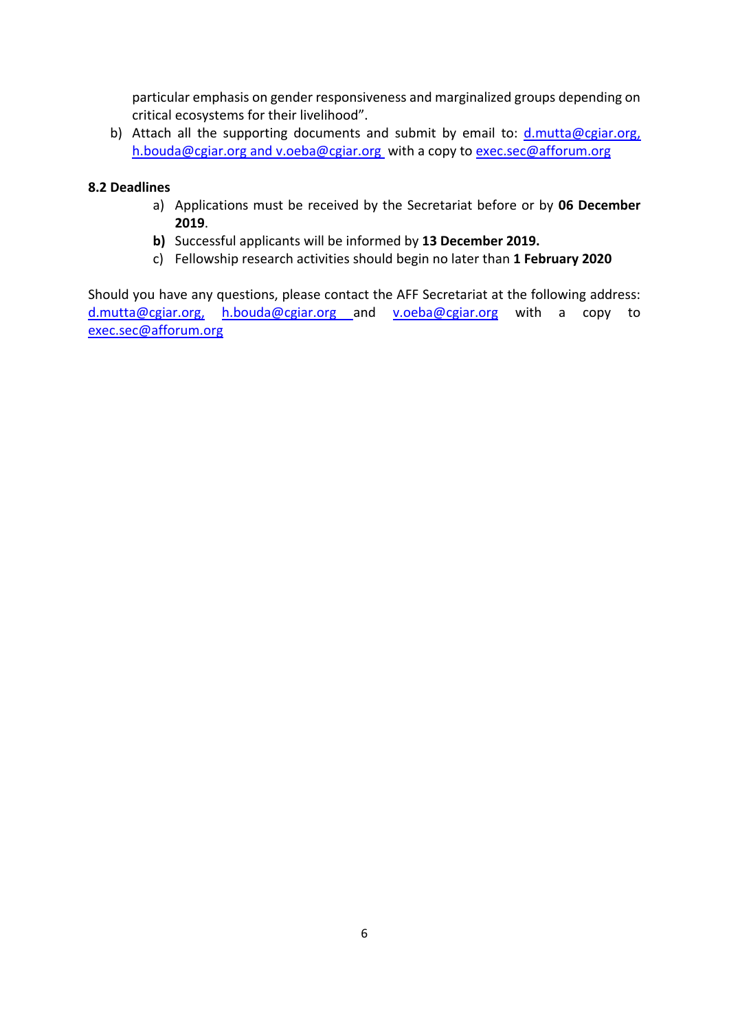particular emphasis on gender responsiveness and marginalized groups depending on critical ecosystems for their livelihood".

b) Attach all the supporting documents and submit by email to: d.mutta@cgiar.org, h.bouda@cgiar.org and v.oeba@cgiar.org with a copy to exec.sec@afforum.org

**8.2 Deadlines**

a) Applications must be received by the Secretariat before or by **06 December 2019**.
**b)** Successful applicants will be informed by **13 December 2019.**
c) Fellowship research activities should begin no later than **1 February 2020**

Should you have any questions, please contact the AFF Secretariat at the following address: d.mutta@cgiar.org, h.bouda@cgiar.org and v.oeba@cgiar.org with a copy to exec.sec@afforum.org